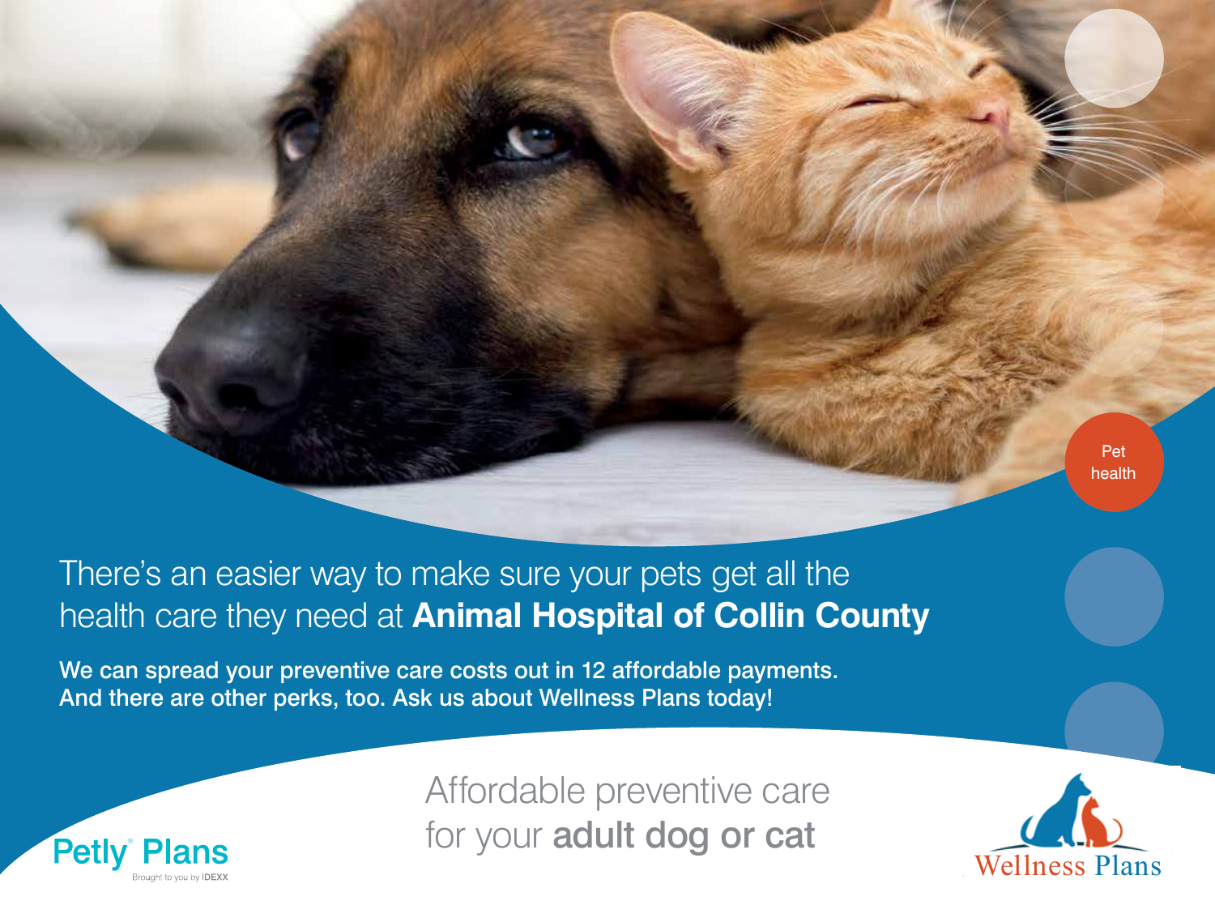Pet health

# There's an easier way to make sure your pets get all the health care they need at **Animal Hospital of Collin County**

**We can spread your preventive care costs out in 12 affordable payments. And there are other perks, too. Ask us about Wellness Plans today!**

## Affordable preventive care for your **adult dog or cat**

Petly® Plans
Brought to you by IDEXX

Wellness Plans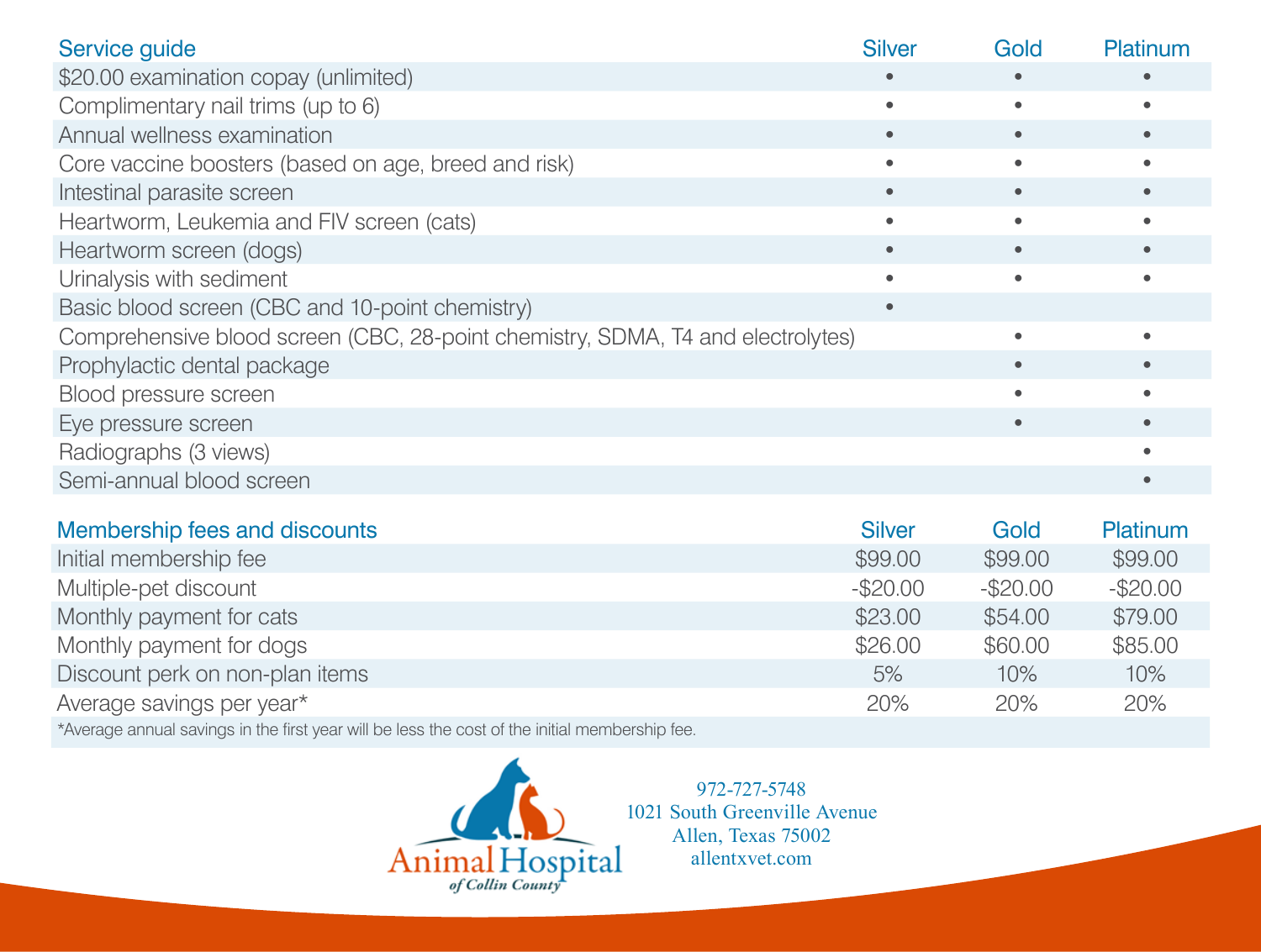| Service guide | Silver | Gold | Platinum |
|---|---|---|---|
| $20.00 examination copay (unlimited) | • | • | • |
| Complimentary nail trims (up to 6) | • | • | • |
| Annual wellness examination | • | • | • |
| Core vaccine boosters (based on age, breed and risk) | • | • | • |
| Intestinal parasite screen | • | • | • |
| Heartworm, Leukemia and FIV screen (cats) | • | • | • |
| Heartworm screen (dogs) | • | • | • |
| Urinalysis with sediment | • | • | • |
| Basic blood screen (CBC and 10-point chemistry) | • | | |
| Comprehensive blood screen (CBC, 28-point chemistry, SDMA, T4 and electrolytes) | | • | • |
| Prophylactic dental package | | • | • |
| Blood pressure screen | | • | • |
| Eye pressure screen | | • | • |
| Radiographs (3 views) | | | • |
| Semi-annual blood screen | | | • |

| Membership fees and discounts | Silver | Gold | Platinum |
|---|---|---|---|
| Initial membership fee | $99.00 | $99.00 | $99.00 |
| Multiple-pet discount | -$20.00 | -$20.00 | -$20.00 |
| Monthly payment for cats | $23.00 | $54.00 | $79.00 |
| Monthly payment for dogs | $26.00 | $60.00 | $85.00 |
| Discount perk on non-plan items | 5% | 10% | 10% |
| Average savings per year* | 20% | 20% | 20% |

*Average annual savings in the first year will be less the cost of the initial membership fee.

Animal Hospital *of Collin County*

972-727-5748
1021 South Greenville Avenue
Allen, Texas 75002
allentxvet.com